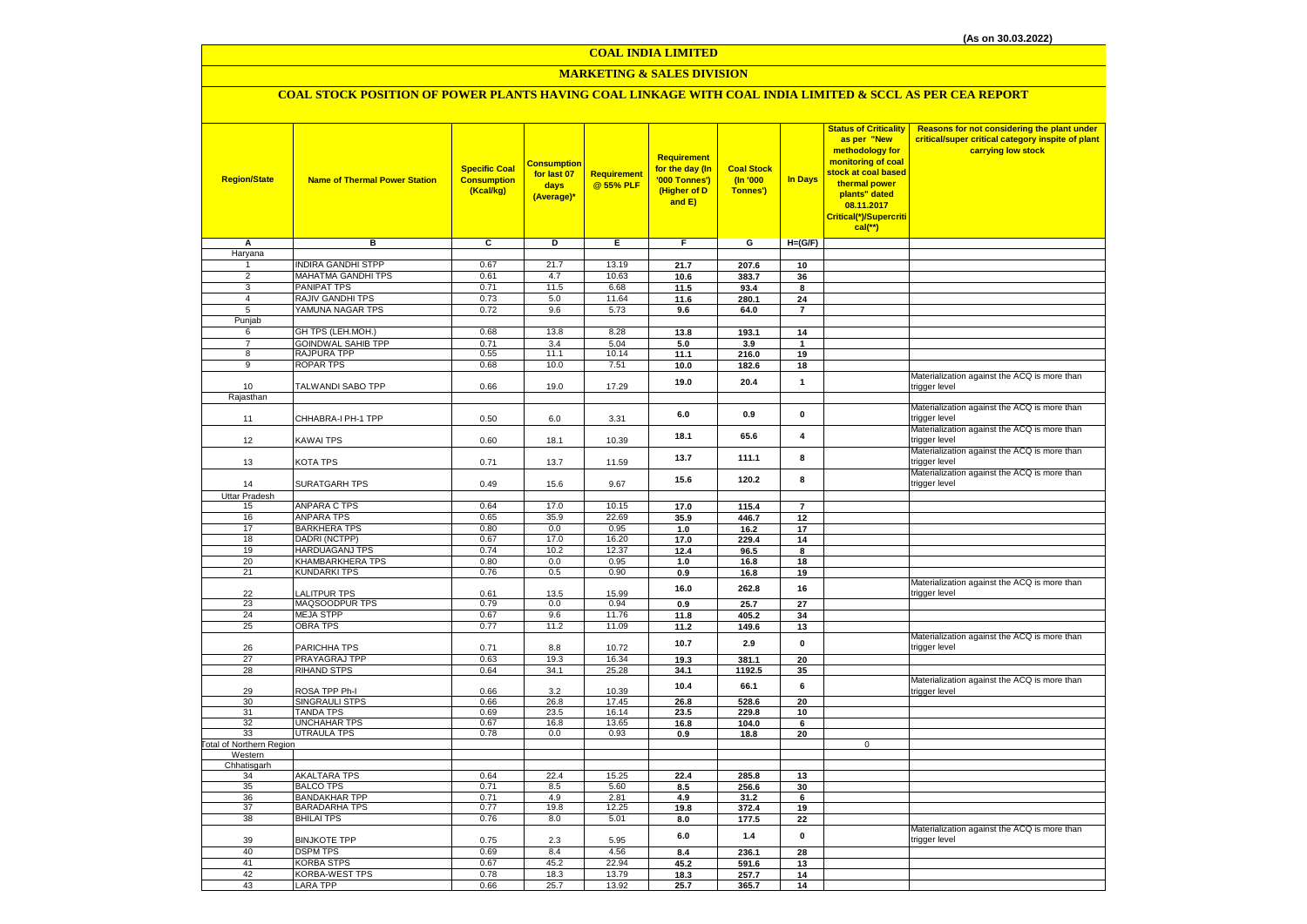(As on 30.03.2022)

# COAL INDIA LIMITED

## MARKETING & SALES DIVISION

### COAL STOCK POSITION OF POWER PLANTS HAVING COAL LINKAGE WITH COAL INDIA LIMITED & SCCL AS PER CEA REPORT

| Region/State | Name of Thermal Power Station | Specific Coal Consumption (Kcal/kg) | Consumption for last 07 days (Average)* | Requirement @ 55% PLF | Requirement for the day (In '000 Tonnes') (Higher of D and E) | Coal Stock (In '000 Tonnes') | In Days | Status of Criticality as per "New methodology for monitoring of coal stock at coal based thermal power plants" dated 08.11.2017 Critical(*)/Supercritical(**) | Reasons for not considering the plant under critical/super critical category inspite of plant carrying low stock |
|---|---|---|---|---|---|---|---|---|---|
| A | B | C | D | E | F | G | H=(G/F) | | |
| Haryana | | | | | | | | | |
| 1 | INDIRA GANDHI STPP | 0.67 | 21.7 | 13.19 | 21.7 | 207.6 | 10 | | |
| 2 | MAHATMA GANDHI TPS | 0.61 | 4.7 | 10.63 | 10.6 | 383.7 | 36 | | |
| 3 | PANIPAT TPS | 0.71 | 11.5 | 6.68 | 11.5 | 93.4 | 8 | | |
| 4 | RAJIV GANDHI TPS | 0.73 | 5.0 | 11.64 | 11.6 | 280.1 | 24 | | |
| 5 | YAMUNA NAGAR TPS | 0.72 | 9.6 | 5.73 | 9.6 | 64.0 | 7 | | |
| Punjab | | | | | | | | | |
| 6 | GH TPS (LEH.MOH.) | 0.68 | 13.8 | 8.28 | 13.8 | 193.1 | 14 | | |
| 7 | GOINDWAL SAHIB TPP | 0.71 | 3.4 | 5.04 | 5.0 | 3.9 | 1 | | |
| 8 | RAJPURA TPP | 0.55 | 11.1 | 10.14 | 11.1 | 216.0 | 19 | | |
| 9 | ROPAR TPS | 0.68 | 10.0 | 7.51 | 10.0 | 182.6 | 18 | | |
| 10 | TALWANDI SABO TPP | 0.66 | 19.0 | 17.29 | 19.0 | 20.4 | 1 | | Materialization against the ACQ is more than trigger level |
| Rajasthan | | | | | | | | | |
| 11 | CHHABRA-I PH-1 TPP | 0.50 | 6.0 | 3.31 | 6.0 | 0.9 | 0 | | Materialization against the ACQ is more than trigger level |
| 12 | KAWAI TPS | 0.60 | 18.1 | 10.39 | 18.1 | 65.6 | 4 | | Materialization against the ACQ is more than trigger level |
| 13 | KOTA TPS | 0.71 | 13.7 | 11.59 | 13.7 | 111.1 | 8 | | Materialization against the ACQ is more than trigger level |
| 14 | SURATGARH TPS | 0.49 | 15.6 | 9.67 | 15.6 | 120.2 | 8 | | Materialization against the ACQ is more than trigger level |
| Uttar Pradesh | | | | | | | | | |
| 15 | ANPARA C TPS | 0.64 | 17.0 | 10.15 | 17.0 | 115.4 | 7 | | |
| 16 | ANPARA TPS | 0.65 | 35.9 | 22.69 | 35.9 | 446.7 | 12 | | |
| 17 | BARKHERA TPS | 0.80 | 0.0 | 0.95 | 1.0 | 16.2 | 17 | | |
| 18 | DADRI (NCTPP) | 0.67 | 17.0 | 16.20 | 17.0 | 229.4 | 14 | | |
| 19 | HARDUAGANJ TPS | 0.74 | 10.2 | 12.37 | 12.4 | 96.5 | 8 | | |
| 20 | KHAMBARKHERA TPS | 0.80 | 0.0 | 0.95 | 1.0 | 16.8 | 18 | | |
| 21 | KUNDARKI TPS | 0.76 | 0.5 | 0.90 | 0.9 | 16.8 | 19 | | |
| 22 | LALITPUR TPS | 0.61 | 13.5 | 15.99 | 16.0 | 262.8 | 16 | | Materialization against the ACQ is more than trigger level |
| 23 | MAQSOODPUR TPS | 0.79 | 0.0 | 0.94 | 0.9 | 25.7 | 27 | | |
| 24 | MEJA STPP | 0.67 | 9.6 | 11.76 | 11.8 | 405.2 | 34 | | |
| 25 | OBRA TPS | 0.77 | 11.2 | 11.09 | 11.2 | 149.6 | 13 | | |
| 26 | PARICHHA TPS | 0.71 | 8.8 | 10.72 | 10.7 | 2.9 | 0 | | Materialization against the ACQ is more than trigger level |
| 27 | PRAYAGRAJ TPP | 0.63 | 19.3 | 16.34 | 19.3 | 381.1 | 20 | | |
| 28 | RIHAND STPS | 0.64 | 34.1 | 25.28 | 34.1 | 1192.5 | 35 | | |
| 29 | ROSA TPP Ph-I | 0.66 | 3.2 | 10.39 | 10.4 | 66.1 | 6 | | Materialization against the ACQ is more than trigger level |
| 30 | SINGRAULI STPS | 0.66 | 26.8 | 17.45 | 26.8 | 528.6 | 20 | | |
| 31 | TANDA TPS | 0.69 | 23.5 | 16.14 | 23.5 | 229.8 | 10 | | |
| 32 | UNCHAHAR TPS | 0.67 | 16.8 | 13.65 | 16.8 | 104.0 | 6 | | |
| 33 | UTRAULA TPS | 0.78 | 0.0 | 0.93 | 0.9 | 18.8 | 20 | | |
| Total of Northern Region | | | | | | | | 0 | |
| Western | | | | | | | | | |
| Chhatisgarh | | | | | | | | | |
| 34 | AKALTARA TPS | 0.64 | 22.4 | 15.25 | 22.4 | 285.8 | 13 | | |
| 35 | BALCO TPS | 0.71 | 8.5 | 5.60 | 8.5 | 256.6 | 30 | | |
| 36 | BANDAKHAR TPP | 0.71 | 4.9 | 2.81 | 4.9 | 31.2 | 6 | | |
| 37 | BARADARHA TPS | 0.77 | 19.8 | 12.25 | 19.8 | 372.4 | 19 | | |
| 38 | BHILAI TPS | 0.76 | 8.0 | 5.01 | 8.0 | 177.5 | 22 | | |
| 39 | BINJKOTE TPP | 0.75 | 2.3 | 5.95 | 6.0 | 1.4 | 0 | | Materialization against the ACQ is more than trigger level |
| 40 | DSPM TPS | 0.69 | 8.4 | 4.56 | 8.4 | 236.1 | 28 | | |
| 41 | KORBA STPS | 0.67 | 45.2 | 22.94 | 45.2 | 591.6 | 13 | | |
| 42 | KORBA-WEST TPS | 0.78 | 18.3 | 13.79 | 18.3 | 257.7 | 14 | | |
| 43 | LARA TPP | 0.66 | 25.7 | 13.92 | 25.7 | 365.7 | 14 | | |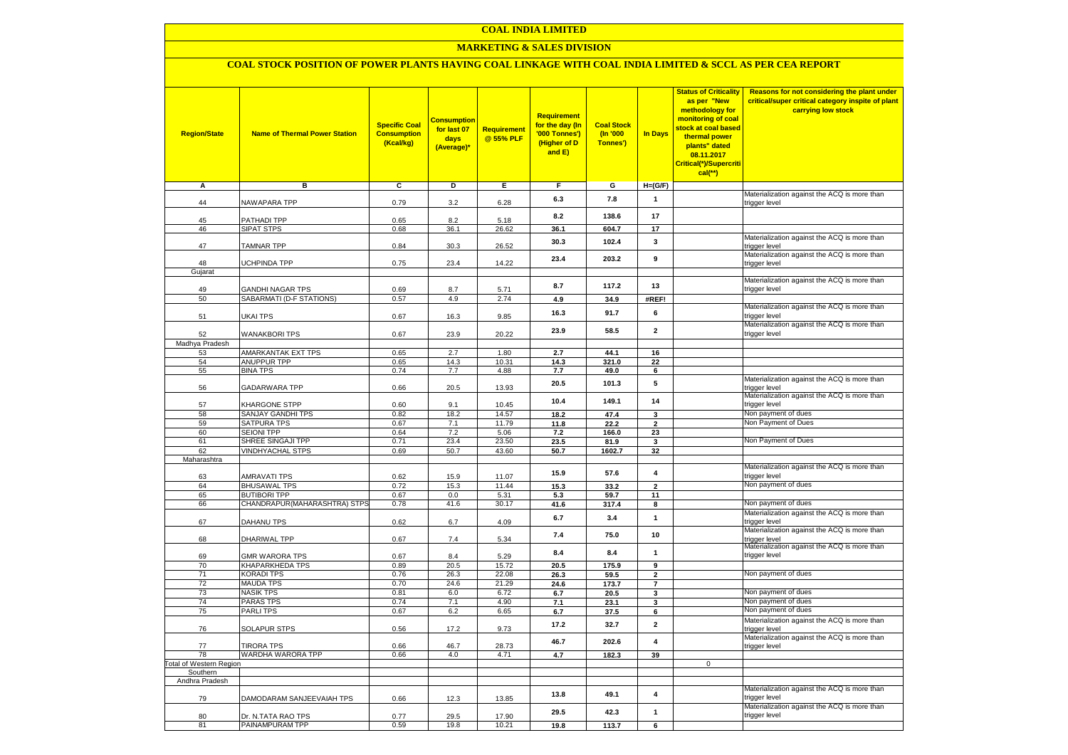# COAL INDIA LIMITED

## MARKETING & SALES DIVISION

### COAL STOCK POSITION OF POWER PLANTS HAVING COAL LINKAGE WITH COAL INDIA LIMITED & SCCL AS PER CEA REPORT

| Region/State | Name of Thermal Power Station | Specific Coal Consumption (Kcal/kg) | Consumption for last 07 days (Average)* | Requirement @ 55% PLF | Requirement for the day (In '000 Tonnes') (Higher of D and E) | Coal Stock (In '000 Tonnes') | In Days | Status of Criticality as per "New methodology for monitoring of coal stock at coal based thermal power plants" dated 08.11.2017 Critical(*)/Supercritical(**) | Reasons for not considering the plant under critical/super critical category inspite of plant carrying low stock |
|---|---|---|---|---|---|---|---|---|---|
| A | B | C | D | E | F | G | H=(G/F) | | |
| 44 | NAWAPARA TPP | 0.79 | 3.2 | 6.28 | 6.3 | 7.8 | 1 | | Materialization against the ACQ is more than trigger level |
| 45 | PATHADI TPP | 0.65 | 8.2 | 5.18 | 8.2 | 138.6 | 17 | | |
| 46 | SIPAT STPS | 0.68 | 36.1 | 26.62 | 36.1 | 604.7 | 17 | | |
| 47 | TAMNAR TPP | 0.84 | 30.3 | 26.52 | 30.3 | 102.4 | 3 | | Materialization against the ACQ is more than trigger level |
| 48 | UCHPINDA TPP | 0.75 | 23.4 | 14.22 | 23.4 | 203.2 | 9 | | Materialization against the ACQ is more than trigger level |
| Gujarat | | | | | | | | | |
| 49 | GANDHI NAGAR TPS | 0.69 | 8.7 | 5.71 | 8.7 | 117.2 | 13 | | Materialization against the ACQ is more than trigger level |
| 50 | SABARMATI (D-F STATIONS) | 0.57 | 4.9 | 2.74 | 4.9 | 34.9 | #REF! | | |
| 51 | UKAI TPS | 0.67 | 16.3 | 9.85 | 16.3 | 91.7 | 6 | | Materialization against the ACQ is more than trigger level |
| 52 | WANAKBORI TPS | 0.67 | 23.9 | 20.22 | 23.9 | 58.5 | 2 | | Materialization against the ACQ is more than trigger level |
| Madhya Pradesh | | | | | | | | | |
| 53 | AMARKANTAK EXT TPS | 0.65 | 2.7 | 1.80 | 2.7 | 44.1 | 16 | | |
| 54 | ANUPPUR TPP | 0.65 | 14.3 | 10.31 | 14.3 | 321.0 | 22 | | |
| 55 | BINA TPS | 0.74 | 7.7 | 4.88 | 7.7 | 49.0 | 6 | | |
| 56 | GADARWARA TPP | 0.66 | 20.5 | 13.93 | 20.5 | 101.3 | 5 | | Materialization against the ACQ is more than trigger level |
| 57 | KHARGONE STPP | 0.60 | 9.1 | 10.45 | 10.4 | 149.1 | 14 | | Materialization against the ACQ is more than trigger level |
| 58 | SANJAY GANDHI TPS | 0.82 | 18.2 | 14.57 | 18.2 | 47.4 | 3 | | Non payment of dues |
| 59 | SATPURA TPS | 0.67 | 7.1 | 11.79 | 11.8 | 22.2 | 2 | | Non Payment of Dues |
| 60 | SEIONI TPP | 0.64 | 7.2 | 5.06 | 7.2 | 166.0 | 23 | | |
| 61 | SHREE SINGAJI TPP | 0.71 | 23.4 | 23.50 | 23.5 | 81.9 | 3 | | Non Payment of Dues |
| 62 | VINDHYACHAL STPS | 0.69 | 50.7 | 43.60 | 50.7 | 1602.7 | 32 | | |
| Maharashtra | | | | | | | | | |
| 63 | AMRAVATI TPS | 0.62 | 15.9 | 11.07 | 15.9 | 57.6 | 4 | | Materialization against the ACQ is more than trigger level |
| 64 | BHUSAWAL TPS | 0.72 | 15.3 | 11.44 | 15.3 | 33.2 | 2 | | Non payment of dues |
| 65 | BUTIBORI TPP | 0.67 | 0.0 | 5.31 | 5.3 | 59.7 | 11 | | |
| 66 | CHANDRAPUR(MAHARASHTRA) STPS | 0.78 | 41.6 | 30.17 | 41.6 | 317.4 | 8 | | Non payment of dues |
| 67 | DAHANU TPS | 0.62 | 6.7 | 4.09 | 6.7 | 3.4 | 1 | | Materialization against the ACQ is more than trigger level |
| 68 | DHARIWAL TPP | 0.67 | 7.4 | 5.34 | 7.4 | 75.0 | 10 | | Materialization against the ACQ is more than trigger level |
| 69 | GMR WARORA TPS | 0.67 | 8.4 | 5.29 | 8.4 | 8.4 | 1 | | Materialization against the ACQ is more than trigger level |
| 70 | KHAPARKHEDA TPS | 0.89 | 20.5 | 15.72 | 20.5 | 175.9 | 9 | | |
| 71 | KORADI TPS | 0.76 | 26.3 | 22.08 | 26.3 | 59.5 | 2 | | Non payment of dues |
| 72 | MAUDA TPS | 0.70 | 24.6 | 21.29 | 24.6 | 173.7 | 7 | | |
| 73 | NASIK TPS | 0.81 | 6.0 | 6.72 | 6.7 | 20.5 | 3 | | Non payment of dues |
| 74 | PARAS TPS | 0.74 | 7.1 | 4.90 | 7.1 | 23.1 | 3 | | Non payment of dues |
| 75 | PARLI TPS | 0.67 | 6.2 | 6.65 | 6.7 | 37.5 | 6 | | Non payment of dues |
| 76 | SOLAPUR STPS | 0.56 | 17.2 | 9.73 | 17.2 | 32.7 | 2 | | Materialization against the ACQ is more than trigger level |
| 77 | TIRORA TPS | 0.66 | 46.7 | 28.73 | 46.7 | 202.6 | 4 | | Materialization against the ACQ is more than trigger level |
| 78 | WARDHA WARORA TPP | 0.66 | 4.0 | 4.71 | 4.7 | 182.3 | 39 | | |
| Total of Western Region | | | | | | | | 0 | |
| Southern | | | | | | | | | |
| Andhra Pradesh | | | | | | | | | |
| 79 | DAMODARAM SANJEEVAIAH TPS | 0.66 | 12.3 | 13.85 | 13.8 | 49.1 | 4 | | Materialization against the ACQ is more than trigger level |
| 80 | Dr. N.TATA RAO TPS | 0.77 | 29.5 | 17.90 | 29.5 | 42.3 | 1 | | Materialization against the ACQ is more than trigger level |
| 81 | PAINAMPURAM TPP | 0.59 | 19.8 | 10.21 | 19.8 | 113.7 | 6 | | |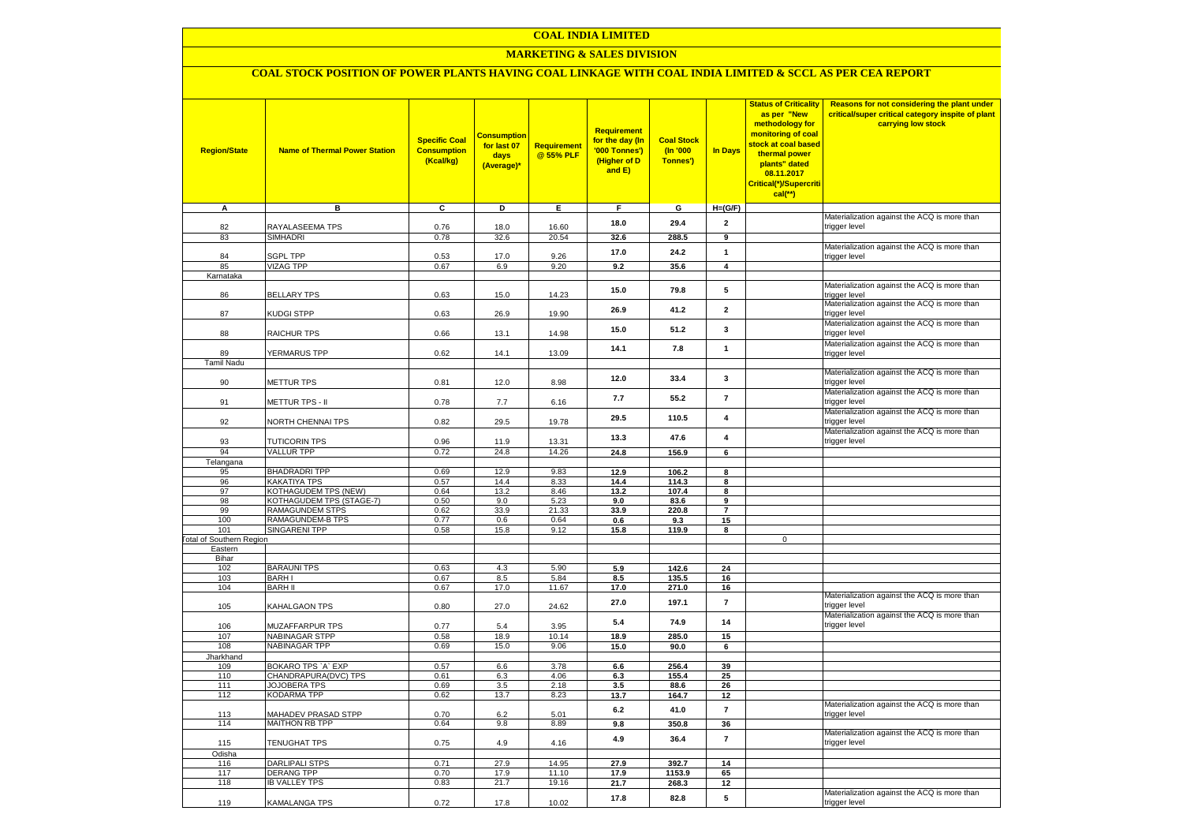# COAL INDIA LIMITED

## MARKETING & SALES DIVISION

### COAL STOCK POSITION OF POWER PLANTS HAVING COAL LINKAGE WITH COAL INDIA LIMITED & SCCL AS PER CEA REPORT

| Region/State | Name of Thermal Power Station | Specific Coal Consumption (Kcal/kg) | Consumption for last 07 days (Average)* | Requirement @ 55% PLF | Requirement for the day (In '000 Tonnes') (Higher of D and E) | Coal Stock (In '000 Tonnes') | In Days | Status of Criticality as per "New methodology for monitoring of coal stock at coal based thermal power plants" dated 08.11.2017 Critical(*)/Supercritical(**) | Reasons for not considering the plant under critical/super critical category inspite of plant carrying low stock |
|---|---|---|---|---|---|---|---|---|---|
| A | B | C | D | E | F | G | H=(G/F) | | |
| 82 | RAYALASEEMA TPS | 0.76 | 18.0 | 16.60 | 18.0 | 29.4 | 2 | | Materialization against the ACQ is more than trigger level |
| 83 | SIMHADRI | 0.78 | 32.6 | 20.54 | 32.6 | 288.5 | 9 | | |
| 84 | SGPL TPP | 0.53 | 17.0 | 9.26 | 17.0 | 24.2 | 1 | | Materialization against the ACQ is more than trigger level |
| 85 | VIZAG TPP | 0.67 | 6.9 | 9.20 | 9.2 | 35.6 | 4 | | |
| Karnataka | | | | | | | | | |
| 86 | BELLARY TPS | 0.63 | 15.0 | 14.23 | 15.0 | 79.8 | 5 | | Materialization against the ACQ is more than trigger level |
| 87 | KUDGI STPP | 0.63 | 26.9 | 19.90 | 26.9 | 41.2 | 2 | | Materialization against the ACQ is more than trigger level |
| 88 | RAICHUR TPS | 0.66 | 13.1 | 14.98 | 15.0 | 51.2 | 3 | | Materialization against the ACQ is more than trigger level |
| 89 | YERMARUS TPP | 0.62 | 14.1 | 13.09 | 14.1 | 7.8 | 1 | | Materialization against the ACQ is more than trigger level |
| Tamil Nadu | | | | | | | | | |
| 90 | METTUR TPS | 0.81 | 12.0 | 8.98 | 12.0 | 33.4 | 3 | | Materialization against the ACQ is more than trigger level |
| 91 | METTUR TPS - II | 0.78 | 7.7 | 6.16 | 7.7 | 55.2 | 7 | | Materialization against the ACQ is more than trigger level |
| 92 | NORTH CHENNAI TPS | 0.82 | 29.5 | 19.78 | 29.5 | 110.5 | 4 | | Materialization against the ACQ is more than trigger level |
| 93 | TUTICORIN TPS | 0.96 | 11.9 | 13.31 | 13.3 | 47.6 | 4 | | Materialization against the ACQ is more than trigger level |
| 94 | VALLUR TPP | 0.72 | 24.8 | 14.26 | 24.8 | 156.9 | 6 | | |
| Telangana | | | | | | | | | |
| 95 | BHADRADRI TPP | 0.69 | 12.9 | 9.83 | 12.9 | 106.2 | 8 | | |
| 96 | KAKATIYA TPS | 0.57 | 14.4 | 8.33 | 14.4 | 114.3 | 8 | | |
| 97 | KOTHAGUDEM TPS (NEW) | 0.64 | 13.2 | 8.46 | 13.2 | 107.4 | 8 | | |
| 98 | KOTHAGUDEM TPS (STAGE-7) | 0.50 | 9.0 | 5.23 | 9.0 | 83.6 | 9 | | |
| 99 | RAMAGUNDEM STPS | 0.62 | 33.9 | 21.33 | 33.9 | 220.8 | 7 | | |
| 100 | RAMAGUNDEM-B TPS | 0.77 | 0.6 | 0.64 | 0.6 | 9.3 | 15 | | |
| 101 | SINGARENI TPP | 0.58 | 15.8 | 9.12 | 15.8 | 119.9 | 8 | | |
| Total of Southern Region | | | | | | | | 0 | |
| Eastern | | | | | | | | | |
| Bihar | | | | | | | | | |
| 102 | BARAUNI TPS | 0.63 | 4.3 | 5.90 | 5.9 | 142.6 | 24 | | |
| 103 | BARH I | 0.67 | 8.5 | 5.84 | 8.5 | 135.5 | 16 | | |
| 104 | BARH II | 0.67 | 17.0 | 11.67 | 17.0 | 271.0 | 16 | | |
| 105 | KAHALGAON TPS | 0.80 | 27.0 | 24.62 | 27.0 | 197.1 | 7 | | Materialization against the ACQ is more than trigger level |
| 106 | MUZAFFARPUR TPS | 0.77 | 5.4 | 3.95 | 5.4 | 74.9 | 14 | | Materialization against the ACQ is more than trigger level |
| 107 | NABINAGAR STPP | 0.58 | 18.9 | 10.14 | 18.9 | 285.0 | 15 | | |
| 108 | NABINAGAR TPP | 0.69 | 15.0 | 9.06 | 15.0 | 90.0 | 6 | | |
| Jharkhand | | | | | | | | | |
| 109 | BOKARO TPS `A` EXP | 0.57 | 6.6 | 3.78 | 6.6 | 256.4 | 39 | | |
| 110 | CHANDRAPURA(DVC) TPS | 0.61 | 6.3 | 4.06 | 6.3 | 155.4 | 25 | | |
| 111 | JOJOBERA TPS | 0.69 | 3.5 | 2.18 | 3.5 | 88.6 | 26 | | |
| 112 | KODARMA TPP | 0.62 | 13.7 | 8.23 | 13.7 | 164.7 | 12 | | |
| 113 | MAHADEV PRASAD STPP | 0.70 | 6.2 | 5.01 | 6.2 | 41.0 | 7 | | Materialization against the ACQ is more than trigger level |
| 114 | MAITHON RB TPP | 0.64 | 9.8 | 8.89 | 9.8 | 350.8 | 36 | | |
| 115 | TENUGHAT TPS | 0.75 | 4.9 | 4.16 | 4.9 | 36.4 | 7 | | Materialization against the ACQ is more than trigger level |
| Odisha | | | | | | | | | |
| 116 | DARLIPALI STPS | 0.71 | 27.9 | 14.95 | 27.9 | 392.7 | 14 | | |
| 117 | DERANG TPP | 0.70 | 17.9 | 11.10 | 17.9 | 1153.9 | 65 | | |
| 118 | IB VALLEY TPS | 0.83 | 21.7 | 19.16 | 21.7 | 268.3 | 12 | | |
| 119 | KAMALANGA TPS | 0.72 | 17.8 | 10.02 | 17.8 | 82.8 | 5 | | Materialization against the ACQ is more than trigger level |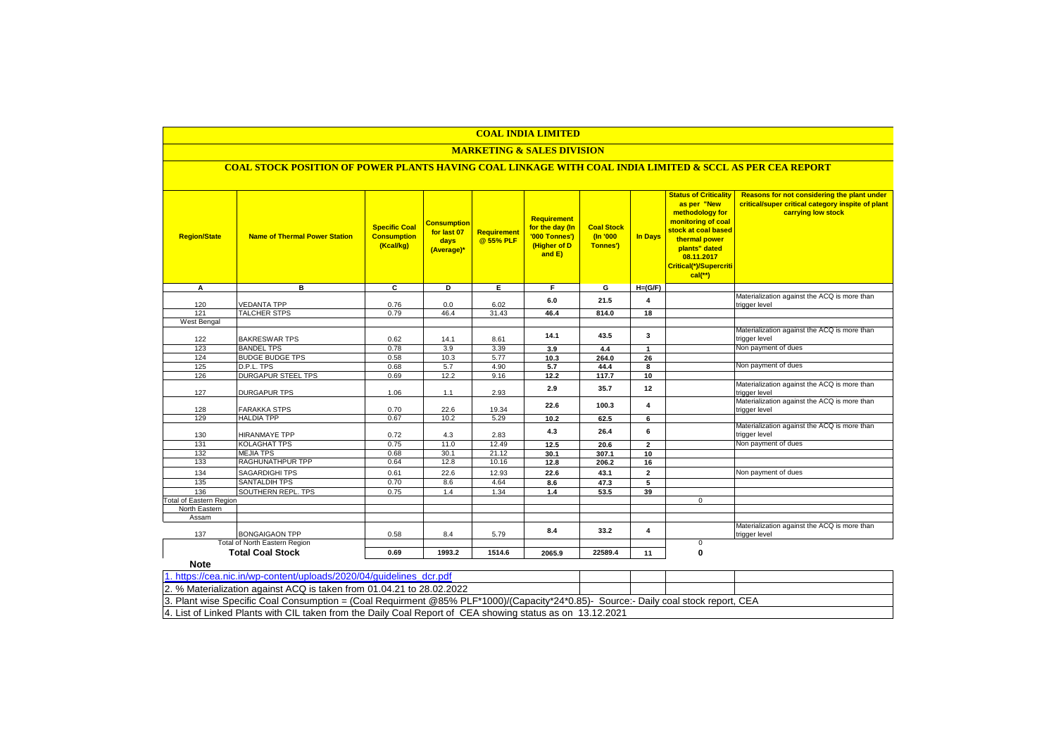# COAL INDIA LIMITED

## MARKETING & SALES DIVISION

### COAL STOCK POSITION OF POWER PLANTS HAVING COAL LINKAGE WITH COAL INDIA LIMITED & SCCL AS PER CEA REPORT

| Region/State | Name of Thermal Power Station | Specific Coal Consumption (Kcal/kg) | Consumption for last 07 days (Average)* | Requirement @ 55% PLF | Requirement for the day (In '000 Tonnes') (Higher of D and E) | Coal Stock (In '000 Tonnes') | In Days | Status of Criticality as per "New methodology for monitoring of coal stock at coal based thermal power plants" dated 08.11.2017 Critical(*)/Supercritical(**) | Reasons for not considering the plant under critical/super critical category inspite of plant carrying low stock |
|---|---|---|---|---|---|---|---|---|---|
| A | B | C | D | E | F | G | H=(G/F) | | |
| 120 | VEDANTA TPP | 0.76 | 0.0 | 6.02 | 6.0 | 21.5 | 4 | | Materialization against the ACQ is more than trigger level |
| 121 | TALCHER STPS | 0.79 | 46.4 | 31.43 | 46.4 | 814.0 | 18 | | |
| West Bengal | | | | | | | | | |
| 122 | BAKRESWAR TPS | 0.62 | 14.1 | 8.61 | 14.1 | 43.5 | 3 | | Materialization against the ACQ is more than trigger level |
| 123 | BANDEL TPS | 0.78 | 3.9 | 3.39 | 3.9 | 4.4 | 1 | | Non payment of dues |
| 124 | BUDGE BUDGE TPS | 0.58 | 10.3 | 5.77 | 10.3 | 264.0 | 26 | | |
| 125 | D.P.L. TPS | 0.68 | 5.7 | 4.90 | 5.7 | 44.4 | 8 | | Non payment of dues |
| 126 | DURGAPUR STEEL TPS | 0.69 | 12.2 | 9.16 | 12.2 | 117.7 | 10 | | |
| 127 | DURGAPUR TPS | 1.06 | 1.1 | 2.93 | 2.9 | 35.7 | 12 | | Materialization against the ACQ is more than trigger level |
| 128 | FARAKKA STPS | 0.70 | 22.6 | 19.34 | 22.6 | 100.3 | 4 | | Materialization against the ACQ is more than trigger level |
| 129 | HALDIA TPP | 0.67 | 10.2 | 5.29 | 10.2 | 62.5 | 6 | | |
| 130 | HIRANMAYE TPP | 0.72 | 4.3 | 2.83 | 4.3 | 26.4 | 6 | | Materialization against the ACQ is more than trigger level |
| 131 | KOLAGHAT TPS | 0.75 | 11.0 | 12.49 | 12.5 | 20.6 | 2 | | Non payment of dues |
| 132 | MEJIA TPS | 0.68 | 30.1 | 21.12 | 30.1 | 307.1 | 10 | | |
| 133 | RAGHUNATHPUR TPP | 0.64 | 12.8 | 10.16 | 12.8 | 206.2 | 16 | | |
| 134 | SAGARDIGHI TPS | 0.61 | 22.6 | 12.93 | 22.6 | 43.1 | 2 | | Non payment of dues |
| 135 | SANTALDIH TPS | 0.70 | 8.6 | 4.64 | 8.6 | 47.3 | 5 | | |
| 136 | SOUTHERN REPL. TPS | 0.75 | 1.4 | 1.34 | 1.4 | 53.5 | 39 | | |
| Total of Eastern Region | | | | | | | | 0 | |
| North Eastern | | | | | | | | | |
| Assam | | | | | | | | | |
| 137 | BONGAIGAON TPP | 0.58 | 8.4 | 5.79 | 8.4 | 33.2 | 4 | | Materialization against the ACQ is more than trigger level |
| Total of North Eastern Region | | | | | | | | 0 | |
| Total Coal Stock | | 0.69 | 1993.2 | 1514.6 | 2065.9 | 22589.4 | 11 | 0 | |

**Note**

1. https://cea.nic.in/wp-content/uploads/2020/04/guidelines_dcr.pdf
2. % Materialization against ACQ is taken from 01.04.21 to 28.02.2022
3. Plant wise Specific Coal Consumption = (Coal Requirment @85% PLF*1000)/(Capacity*24*0.85)- Source:- Daily coal stock report, CEA
4. List of Linked Plants with CIL taken from the Daily Coal Report of CEA showing status as on 13.12.2021